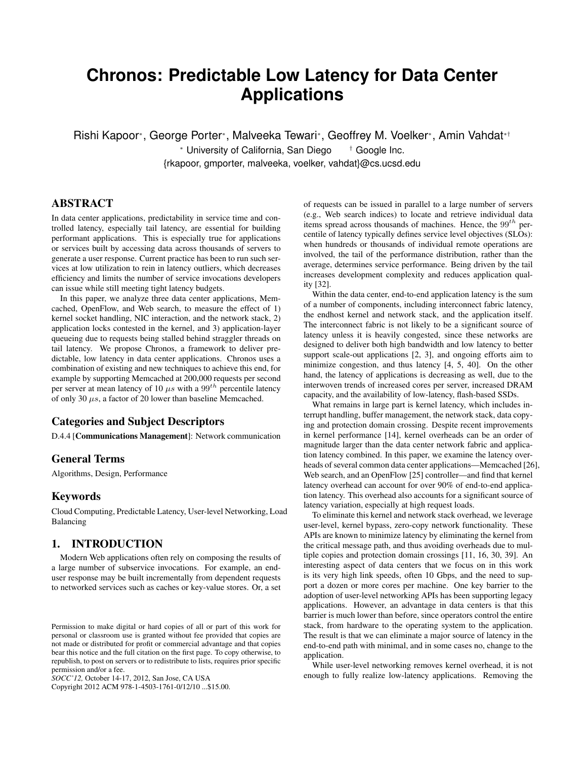# Chronos: Predictable Low Latency for Data Center Applications

Rishi Kapoor[*], George Porter[*], Malveeka Tewari[*], Geoffrey M. Voelker[*], Amin Vahdat[*†]

[*] University of California, San Diego [†] Google Inc.

{rkapoor, gmporter, malveeka, voelker, vahdat}@cs.ucsd.edu

## ABSTRACT

In data center applications, predictability in service time and controlled latency, especially tail latency, are essential for building performant applications. This is especially true for applications or services built by accessing data across thousands of servers to generate a user response. Current practice has been to run such services at low utilization to rein in latency outliers, which decreases efficiency and limits the number of service invocations developers can issue while still meeting tight latency budgets.

In this paper, we analyze three data center applications, Memcached, OpenFlow, and Web search, to measure the effect of 1) kernel socket handling, NIC interaction, and the network stack, 2) application locks contested in the kernel, and 3) application-layer queueing due to requests being stalled behind straggler threads on tail latency. We propose Chronos, a framework to deliver predictable, low latency in data center applications. Chronos uses a combination of existing and new techniques to achieve this end, for example by supporting Memcached at 200,000 requests per second per server at mean latency of 10 $\mu s$ with a $99^{th}$ percentile latency of only 30 $\mu s$, a factor of 20 lower than baseline Memcached.

### Categories and Subject Descriptors

D.4.4 [**Communications Management**]: Network communication

### General Terms

Algorithms, Design, Performance

### Keywords

Cloud Computing, Predictable Latency, User-level Networking, Load Balancing

## 1. INTRODUCTION

Modern Web applications often rely on composing the results of a large number of subservice invocations. For example, an end-user response may be built incrementally from dependent requests to networked services such as caches or key-value stores. Or, a set of requests can be issued in parallel to a large number of servers (e.g., Web search indices) to locate and retrieve individual data items spread across thousands of machines. Hence, the $99^{th}$ percentile of latency typically defines service level objectives (SLOs): when hundreds or thousands of individual remote operations are involved, the tail of the performance distribution, rather than the average, determines service performance. Being driven by the tail increases development complexity and reduces application quality [32].

Within the data center, end-to-end application latency is the sum of a number of components, including interconnect fabric latency, the endhost kernel and network stack, and the application itself. The interconnect fabric is not likely to be a significant source of latency unless it is heavily congested, since these networks are designed to deliver both high bandwidth and low latency to better support scale-out applications [2, 3], and ongoing efforts aim to minimize congestion, and thus latency [4, 5, 40]. On the other hand, the latency of applications is decreasing as well, due to the interwoven trends of increased cores per server, increased DRAM capacity, and the availability of low-latency, flash-based SSDs.

What remains in large part is kernel latency, which includes interrupt handling, buffer management, the network stack, data copying and protection domain crossing. Despite recent improvements in kernel performance [14], kernel overheads can be an order of magnitude larger than the data center network fabric and application latency combined. In this paper, we examine the latency overheads of several common data center applications—Memcached [26], Web search, and an OpenFlow [25] controller—and find that kernel latency overhead can account for over 90% of end-to-end application latency. This overhead also accounts for a significant source of latency variation, especially at high request loads.

To eliminate this kernel and network stack overhead, we leverage user-level, kernel bypass, zero-copy network functionality. These APIs are known to minimize latency by eliminating the kernel from the critical message path, and thus avoiding overheads due to multiple copies and protection domain crossings [11, 16, 30, 39]. An interesting aspect of data centers that we focus on in this work is its very high link speeds, often 10 Gbps, and the need to support a dozen or more cores per machine. One key barrier to the adoption of user-level networking APIs has been supporting legacy applications. However, an advantage in data centers is that this barrier is much lower than before, since operators control the entire stack, from hardware to the operating system to the application. The result is that we can eliminate a major source of latency in the end-to-end path with minimal, and in some cases no, change to the application.

While user-level networking removes kernel overhead, it is not enough to fully realize low-latency applications. Removing the

Permission to make digital or hard copies of all or part of this work for personal or classroom use is granted without fee provided that copies are not made or distributed for profit or commercial advantage and that copies bear this notice and the full citation on the first page. To copy otherwise, to republish, to post on servers or to redistribute to lists, requires prior specific permission and/or a fee.
*SOCC'12,* October 14-17, 2012, San Jose, CA USA
Copyright 2012 ACM 978-1-4503-1761-0/12/10 ...$15.00.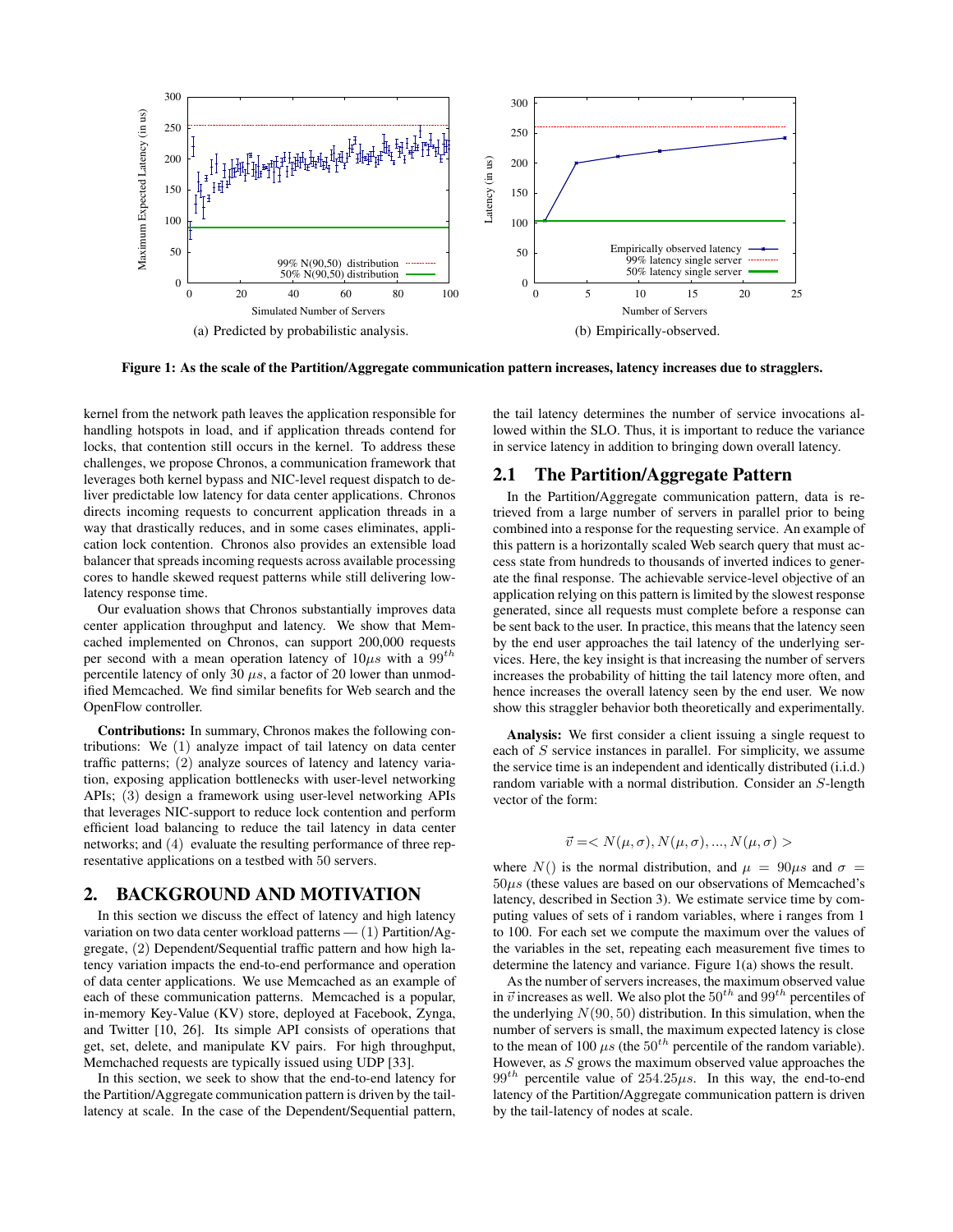(a) Predicted by probabilistic analysis.

(b) Empirically-observed.

**Figure 1: As the scale of the Partition/Aggregate communication pattern increases, latency increases due to stragglers.**

kernel from the network path leaves the application responsible for handling hotspots in load, and if application threads contend for locks, that contention still occurs in the kernel. To address these challenges, we propose Chronos, a communication framework that leverages both kernel bypass and NIC-level request dispatch to deliver predictable low latency for data center applications. Chronos directs incoming requests to concurrent application threads in a way that drastically reduces, and in some cases eliminates, application lock contention. Chronos also provides an extensible load balancer that spreads incoming requests across available processing cores to handle skewed request patterns while still delivering low-latency response time.

Our evaluation shows that Chronos substantially improves data center application throughput and latency. We show that Memcached implemented on Chronos, can support 200,000 requests per second with a mean operation latency of $10\mu s$ with a $99^{th}$ percentile latency of only 30 $\mu s$, a factor of 20 lower than unmodified Memcached. We find similar benefits for Web search and the OpenFlow controller.

**Contributions:** In summary, Chronos makes the following contributions: We (1) analyze impact of tail latency on data center traffic patterns; (2) analyze sources of latency and latency variation, exposing application bottlenecks with user-level networking APIs; (3) design a framework using user-level networking APIs that leverages NIC-support to reduce lock contention and perform efficient load balancing to reduce the tail latency in data center networks; and (4) evaluate the resulting performance of three representative applications on a testbed with 50 servers.

## 2. BACKGROUND AND MOTIVATION

In this section we discuss the effect of latency and high latency variation on two data center workload patterns — (1) Partition/Aggregate, (2) Dependent/Sequential traffic pattern and how high latency variation impacts the end-to-end performance and operation of data center applications. We use Memcached as an example of each of these communication patterns. Memcached is a popular, in-memory Key-Value (KV) store, deployed at Facebook, Zynga, and Twitter [10, 26]. Its simple API consists of operations that get, set, delete, and manipulate KV pairs. For high throughput, Memchached requests are typically issued using UDP [33].

In this section, we seek to show that the end-to-end latency for the Partition/Aggregate communication pattern is driven by the tail-latency at scale. In the case of the Dependent/Sequential pattern, the tail latency determines the number of service invocations allowed within the SLO. Thus, it is important to reduce the variance in service latency in addition to bringing down overall latency.

### 2.1 The Partition/Aggregate Pattern

In the Partition/Aggregate communication pattern, data is retrieved from a large number of servers in parallel prior to being combined into a response for the requesting service. An example of this pattern is a horizontally scaled Web search query that must access state from hundreds to thousands of inverted indices to generate the final response. The achievable service-level objective of an application relying on this pattern is limited by the slowest response generated, since all requests must complete before a response can be sent back to the user. In practice, this means that the latency seen by the end user approaches the tail latency of the underlying services. Here, the key insight is that increasing the number of servers increases the probability of hitting the tail latency more often, and hence increases the overall latency seen by the end user. We now show this straggler behavior both theoretically and experimentally.

**Analysis:** We first consider a client issuing a single request to each of $S$ service instances in parallel. For simplicity, we assume the service time is an independent and identically distributed (i.i.d.) random variable with a normal distribution. Consider an $S$-length vector of the form:

$$\vec{v} = < N(\mu, \sigma), N(\mu, \sigma), ..., N(\mu, \sigma) >$$

where $N()$ is the normal distribution, and $\mu = 90\mu s$ and $\sigma = 50\mu s$ (these values are based on our observations of Memcached's latency, described in Section 3). We estimate service time by computing values of sets of i random variables, where i ranges from 1 to 100. For each set we compute the maximum over the values of the variables in the set, repeating each measurement five times to determine the latency and variance. Figure 1(a) shows the result.

As the number of servers increases, the maximum observed value in $\vec{v}$ increases as well. We also plot the $50^{th}$ and $99^{th}$ percentiles of the underlying $N(90, 50)$ distribution. In this simulation, when the number of servers is small, the maximum expected latency is close to the mean of 100 $\mu s$ (the $50^{th}$ percentile of the random variable). However, as $S$ grows the maximum observed value approaches the $99^{th}$ percentile value of $254.25\mu s$. In this way, the end-to-end latency of the Partition/Aggregate communication pattern is driven by the tail-latency of nodes at scale.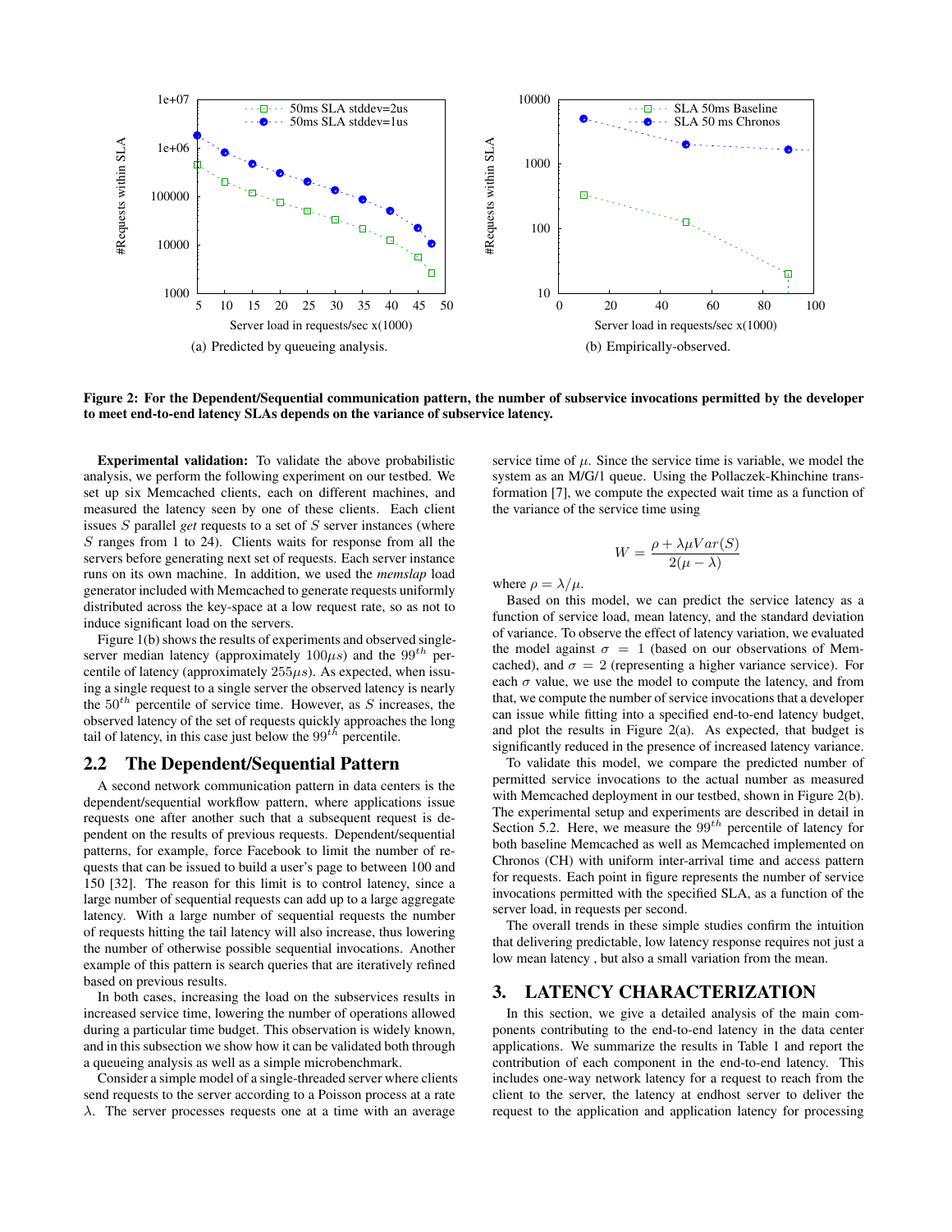(a) Predicted by queueing analysis.

(b) Empirically-observed.

**Figure 2: For the Dependent/Sequential communication pattern, the number of subservice invocations permitted by the developer to meet end-to-end latency SLAs depends on the variance of subservice latency.**

**Experimental validation:** To validate the above probabilistic analysis, we perform the following experiment on our testbed. We set up six Memcached clients, each on different machines, and measured the latency seen by one of these clients. Each client issues $S$ parallel *get* requests to a set of $S$ server instances (where $S$ ranges from 1 to 24). Clients waits for response from all the servers before generating next set of requests. Each server instance runs on its own machine. In addition, we used the *memslap* load generator included with Memcached to generate requests uniformly distributed across the key-space at a low request rate, so as not to induce significant load on the servers.

Figure 1(b) shows the results of experiments and observed single-server median latency (approximately $100\mu s$) and the $99^{th}$ percentile of latency (approximately $255\mu s$). As expected, when issuing a single request to a single server the observed latency is nearly the $50^{th}$ percentile of service time. However, as $S$ increases, the observed latency of the set of requests quickly approaches the long tail of latency, in this case just below the $99^{th}$ percentile.

## 2.2 The Dependent/Sequential Pattern

A second network communication pattern in data centers is the dependent/sequential workflow pattern, where applications issue requests one after another such that a subsequent request is dependent on the results of previous requests. Dependent/sequential patterns, for example, force Facebook to limit the number of requests that can be issued to build a user's page to between 100 and 150 [32]. The reason for this limit is to control latency, since a large number of sequential requests can add up to a large aggregate latency. With a large number of sequential requests the number of requests hitting the tail latency will also increase, thus lowering the number of otherwise possible sequential invocations. Another example of this pattern is search queries that are iteratively refined based on previous results.

In both cases, increasing the load on the subservices results in increased service time, lowering the number of operations allowed during a particular time budget. This observation is widely known, and in this subsection we show how it can be validated both through a queueing analysis as well as a simple microbenchmark.

Consider a simple model of a single-threaded server where clients send requests to the server according to a Poisson process at a rate $\lambda$. The server processes requests one at a time with an average service time of $\mu$. Since the service time is variable, we model the system as an M/G/1 queue. Using the Pollaczek-Khinchine transformation [7], we compute the expected wait time as a function of the variance of the service time using

$$W = \frac{\rho + \lambda \mu Var(S)}{2(\mu - \lambda)}$$

where $\rho = \lambda/\mu$.

Based on this model, we can predict the service latency as a function of service load, mean latency, and the standard deviation of variance. To observe the effect of latency variation, we evaluated the model against $\sigma = 1$ (based on our observations of Memcached), and $\sigma = 2$ (representing a higher variance service). For each $\sigma$ value, we use the model to compute the latency, and from that, we compute the number of service invocations that a developer can issue while fitting into a specified end-to-end latency budget, and plot the results in Figure 2(a). As expected, that budget is significantly reduced in the presence of increased latency variance.

To validate this model, we compare the predicted number of permitted service invocations to the actual number as measured with Memcached deployment in our testbed, shown in Figure 2(b). The experimental setup and experiments are described in detail in Section 5.2. Here, we measure the $99^{th}$ percentile of latency for both baseline Memcached as well as Memcached implemented on Chronos (CH) with uniform inter-arrival time and access pattern for requests. Each point in figure represents the number of service invocations permitted with the specified SLA, as a function of the server load, in requests per second.

The overall trends in these simple studies confirm the intuition that delivering predictable, low latency response requires not just a low mean latency , but also a small variation from the mean.

# 3. LATENCY CHARACTERIZATION

In this section, we give a detailed analysis of the main components contributing to the end-to-end latency in the data center applications. We summarize the results in Table 1 and report the contribution of each component in the end-to-end latency. This includes one-way network latency for a request to reach from the client to the server, the latency at endhost server to deliver the request to the application and application latency for processing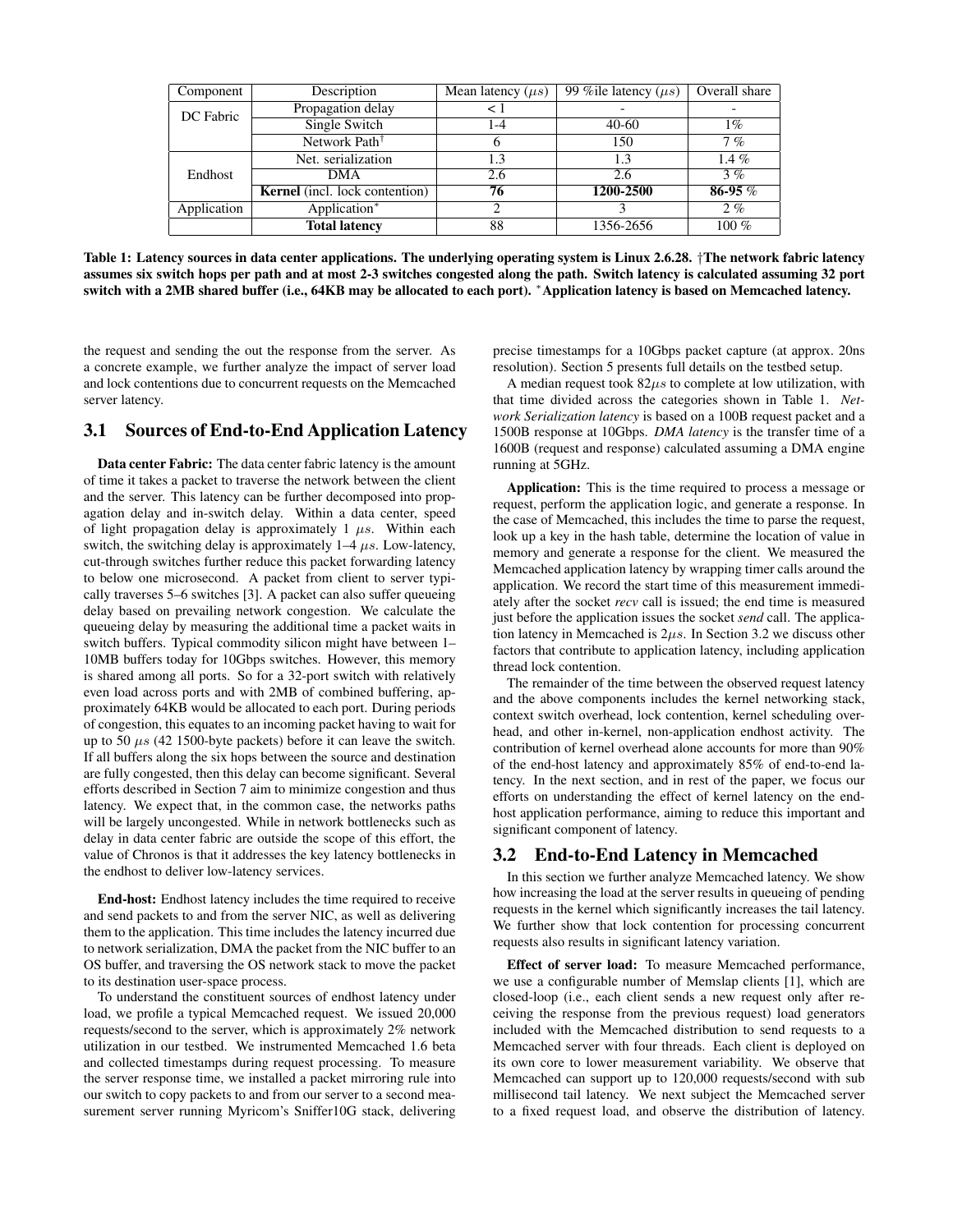| Component | Description | Mean latency ($\mu s$) | 99 %ile latency ($\mu s$) | Overall share |
|---|---|---|---|---|
| DC Fabric | Propagation delay | < 1 | - | - |
| | Single Switch | 1-4 | 40-60 | 1% |
| | Network Path† | 6 | 150 | 7 % |
| Endhost | Net. serialization | 1.3 | 1.3 | 1.4 % |
| | DMA | 2.6 | 2.6 | 3 % |
| | **Kernel** (incl. lock contention) | **76** | **1200-2500** | **86-95** % |
| Application | Application* | 2 | 3 | 2 % |
| | **Total latency** | 88 | 1356-2656 | 100 % |

**Table 1: Latency sources in data center applications. The underlying operating system is Linux 2.6.28. †The network fabric latency assumes six switch hops per path and at most 2-3 switches congested along the path. Switch latency is calculated assuming 32 port switch with a 2MB shared buffer (i.e., 64KB may be allocated to each port). *Application latency is based on Memcached latency.**

the request and sending the out the response from the server. As a concrete example, we further analyze the impact of server load and lock contentions due to concurrent requests on the Memcached server latency.

## 3.1 Sources of End-to-End Application Latency

**Data center Fabric:** The data center fabric latency is the amount of time it takes a packet to traverse the network between the client and the server. This latency can be further decomposed into propagation delay and in-switch delay. Within a data center, speed of light propagation delay is approximately 1 $\mu s$. Within each switch, the switching delay is approximately 1–4 $\mu s$. Low-latency, cut-through switches further reduce this packet forwarding latency to below one microsecond. A packet from client to server typically traverses 5–6 switches [3]. A packet can also suffer queueing delay based on prevailing network congestion. We calculate the queueing delay by measuring the additional time a packet waits in switch buffers. Typical commodity silicon might have between 1–10MB buffers today for 10Gbps switches. However, this memory is shared among all ports. So for a 32-port switch with relatively even load across ports and with 2MB of combined buffering, approximately 64KB would be allocated to each port. During periods of congestion, this equates to an incoming packet having to wait for up to 50 $\mu s$ (42 1500-byte packets) before it can leave the switch. If all buffers along the six hops between the source and destination are fully congested, then this delay can become significant. Several efforts described in Section 7 aim to minimize congestion and thus latency. We expect that, in the common case, the networks paths will be largely uncongested. While in network bottlenecks such as delay in data center fabric are outside the scope of this effort, the value of Chronos is that it addresses the key latency bottlenecks in the endhost to deliver low-latency services.

**End-host:** Endhost latency includes the time required to receive and send packets to and from the server NIC, as well as delivering them to the application. This time includes the latency incurred due to network serialization, DMA the packet from the NIC buffer to an OS buffer, and traversing the OS network stack to move the packet to its destination user-space process.

To understand the constituent sources of endhost latency under load, we profile a typical Memcached request. We issued 20,000 requests/second to the server, which is approximately 2% network utilization in our testbed. We instrumented Memcached 1.6 beta and collected timestamps during request processing. To measure the server response time, we installed a packet mirroring rule into our switch to copy packets to and from our server to a second measurement server running Myricom's Sniffer10G stack, delivering precise timestamps for a 10Gbps packet capture (at approx. 20ns resolution). Section 5 presents full details on the testbed setup.

A median request took 82$\mu s$ to complete at low utilization, with that time divided across the categories shown in Table 1. *Network Serialization latency* is based on a 100B request packet and a 1500B response at 10Gbps. *DMA latency* is the transfer time of a 1600B (request and response) calculated assuming a DMA engine running at 5GHz.

**Application:** This is the time required to process a message or request, perform the application logic, and generate a response. In the case of Memcached, this includes the time to parse the request, look up a key in the hash table, determine the location of value in memory and generate a response for the client. We measured the Memcached application latency by wrapping timer calls around the application. We record the start time of this measurement immediately after the socket *recv* call is issued; the end time is measured just before the application issues the socket *send* call. The application latency in Memcached is 2$\mu s$. In Section 3.2 we discuss other factors that contribute to application latency, including application thread lock contention.

The remainder of the time between the observed request latency and the above components includes the kernel networking stack, context switch overhead, lock contention, kernel scheduling overhead, and other in-kernel, non-application endhost activity. The contribution of kernel overhead alone accounts for more than 90% of the end-host latency and approximately 85% of end-to-end latency. In the next section, and in rest of the paper, we focus our efforts on understanding the effect of kernel latency on the endhost application performance, aiming to reduce this important and significant component of latency.

## 3.2 End-to-End Latency in Memcached

In this section we further analyze Memcached latency. We show how increasing the load at the server results in queueing of pending requests in the kernel which significantly increases the tail latency. We further show that lock contention for processing concurrent requests also results in significant latency variation.

**Effect of server load:** To measure Memcached performance, we use a configurable number of Memslap clients [1], which are closed-loop (i.e., each client sends a new request only after receiving the response from the previous request) load generators included with the Memcached distribution to send requests to a Memcached server with four threads. Each client is deployed on its own core to lower measurement variability. We observe that Memcached can support up to 120,000 requests/second with sub millisecond tail latency. We next subject the Memcached server to a fixed request load, and observe the distribution of latency.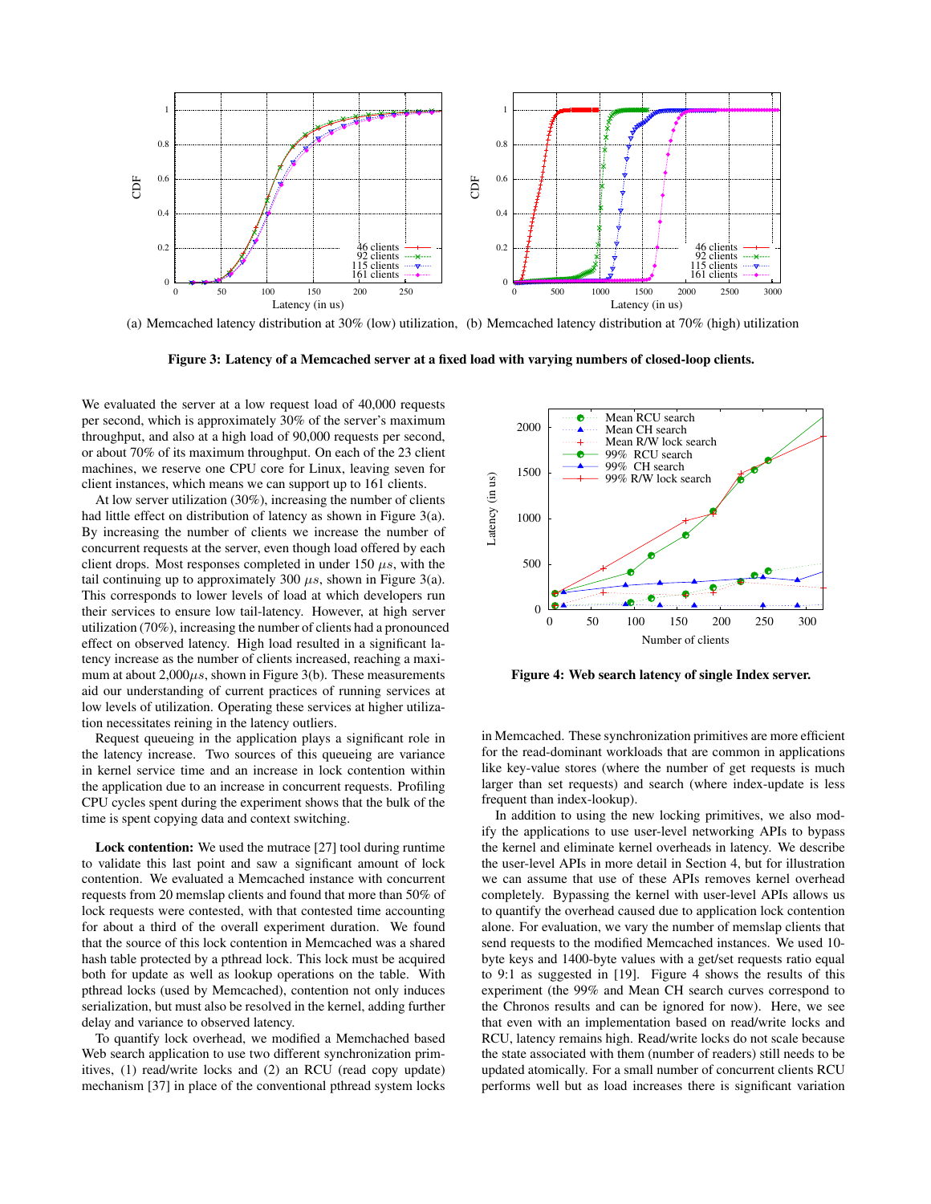(a) Memcached latency distribution at 30% (low) utilization, (b) Memcached latency distribution at 70% (high) utilization

**Figure 3: Latency of a Memcached server at a fixed load with varying numbers of closed-loop clients.**

We evaluated the server at a low request load of 40,000 requests per second, which is approximately 30% of the server's maximum throughput, and also at a high load of 90,000 requests per second, or about 70% of its maximum throughput. On each of the 23 client machines, we reserve one CPU core for Linux, leaving seven for client instances, which means we can support up to 161 clients.

At low server utilization (30%), increasing the number of clients had little effect on distribution of latency as shown in Figure 3(a). By increasing the number of clients we increase the number of concurrent requests at the server, even though load offered by each client drops. Most responses completed in under 150 $\mu s$, with the tail continuing up to approximately 300 $\mu s$, shown in Figure 3(a). This corresponds to lower levels of load at which developers run their services to ensure low tail-latency. However, at high server utilization (70%), increasing the number of clients had a pronounced effect on observed latency. High load resulted in a significant latency increase as the number of clients increased, reaching a maximum at about 2,000$\mu s$, shown in Figure 3(b). These measurements aid our understanding of current practices of running services at low levels of utilization. Operating these services at higher utilization necessitates reining in the latency outliers.

Request queueing in the application plays a significant role in the latency increase. Two sources of this queueing are variance in kernel service time and an increase in lock contention within the application due to an increase in concurrent requests. Profiling CPU cycles spent during the experiment shows that the bulk of the time is spent copying data and context switching.

**Lock contention:** We used the mutrace [27] tool during runtime to validate this last point and saw a significant amount of lock contention. We evaluated a Memcached instance with concurrent requests from 20 memslap clients and found that more than 50% of lock requests were contested, with that contested time accounting for about a third of the overall experiment duration. We found that the source of this lock contention in Memcached was a shared hash table protected by a pthread lock. This lock must be acquired both for update as well as lookup operations on the table. With pthread locks (used by Memcached), contention not only induces serialization, but must also be resolved in the kernel, adding further delay and variance to observed latency.

To quantify lock overhead, we modified a Memchached based Web search application to use two different synchronization primitives, (1) read/write locks and (2) an RCU (read copy update) mechanism [37] in place of the conventional pthread system locks in Memcached. These synchronization primitives are more efficient for the read-dominant workloads that are common in applications like key-value stores (where the number of get requests is much larger than set requests) and search (where index-update is less frequent than index-lookup).

**Figure 4: Web search latency of single Index server.**

In addition to using the new locking primitives, we also modify the applications to use user-level networking APIs to bypass the kernel and eliminate kernel overheads in latency. We describe the user-level APIs in more detail in Section 4, but for illustration we can assume that use of these APIs removes kernel overhead completely. Bypassing the kernel with user-level APIs allows us to quantify the overhead caused due to application lock contention alone. For evaluation, we vary the number of memslap clients that send requests to the modified Memcached instances. We used 10-byte keys and 1400-byte values with a get/set requests ratio equal to 9:1 as suggested in [19]. Figure 4 shows the results of this experiment (the 99% and Mean CH search curves correspond to the Chronos results and can be ignored for now). Here, we see that even with an implementation based on read/write locks and RCU, latency remains high. Read/write locks do not scale because the state associated with them (number of readers) still needs to be updated atomically. For a small number of concurrent clients RCU performs well but as load increases there is significant variation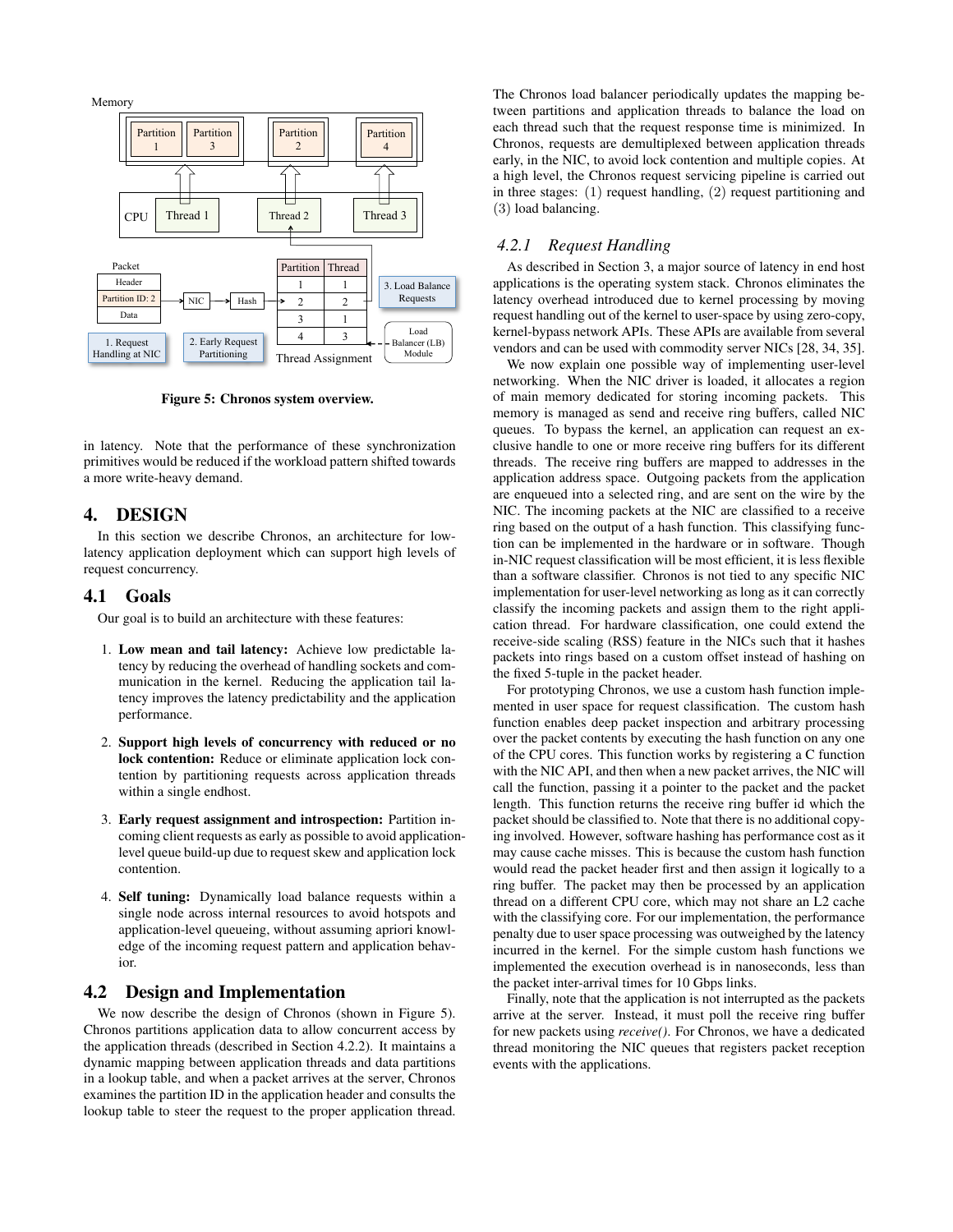Figure 5: Chronos system overview.

in latency. Note that the performance of these synchronization primitives would be reduced if the workload pattern shifted towards a more write-heavy demand.

# 4. DESIGN

In this section we describe Chronos, an architecture for low-latency application deployment which can support high levels of request concurrency.

## 4.1 Goals

Our goal is to build an architecture with these features:

1. **Low mean and tail latency:** Achieve low predictable latency by reducing the overhead of handling sockets and communication in the kernel. Reducing the application tail latency improves the latency predictability and the application performance.
2. **Support high levels of concurrency with reduced or no lock contention:** Reduce or eliminate application lock contention by partitioning requests across application threads within a single endhost.
3. **Early request assignment and introspection:** Partition incoming client requests as early as possible to avoid application-level queue build-up due to request skew and application lock contention.
4. **Self tuning:** Dynamically load balance requests within a single node across internal resources to avoid hotspots and application-level queueing, without assuming apriori knowledge of the incoming request pattern and application behavior.

## 4.2 Design and Implementation

We now describe the design of Chronos (shown in Figure 5). Chronos partitions application data to allow concurrent access by the application threads (described in Section 4.2.2). It maintains a dynamic mapping between application threads and data partitions in a lookup table, and when a packet arrives at the server, Chronos examines the partition ID in the application header and consults the lookup table to steer the request to the proper application thread. The Chronos load balancer periodically updates the mapping between partitions and application threads to balance the load on each thread such that the request response time is minimized. In Chronos, requests are demultiplexed between application threads early, in the NIC, to avoid lock contention and multiple copies. At a high level, the Chronos request servicing pipeline is carried out in three stages: (1) request handling, (2) request partitioning and (3) load balancing.

### *4.2.1 Request Handling*

As described in Section 3, a major source of latency in end host applications is the operating system stack. Chronos eliminates the latency overhead introduced due to kernel processing by moving request handling out of the kernel to user-space by using zero-copy, kernel-bypass network APIs. These APIs are available from several vendors and can be used with commodity server NICs [28, 34, 35].

We now explain one possible way of implementing user-level networking. When the NIC driver is loaded, it allocates a region of main memory dedicated for storing incoming packets. This memory is managed as send and receive ring buffers, called NIC queues. To bypass the kernel, an application can request an exclusive handle to one or more receive ring buffers for its different threads. The receive ring buffers are mapped to addresses in the application address space. Outgoing packets from the application are enqueued into a selected ring, and are sent on the wire by the NIC. The incoming packets at the NIC are classified to a receive ring based on the output of a hash function. This classifying function can be implemented in the hardware or in software. Though in-NIC request classification will be most efficient, it is less flexible than a software classifier. Chronos is not tied to any specific NIC implementation for user-level networking as long as it can correctly classify the incoming packets and assign them to the right application thread. For hardware classification, one could extend the receive-side scaling (RSS) feature in the NICs such that it hashes packets into rings based on a custom offset instead of hashing on the fixed 5-tuple in the packet header.

For prototyping Chronos, we use a custom hash function implemented in user space for request classification. The custom hash function enables deep packet inspection and arbitrary processing over the packet contents by executing the hash function on any one of the CPU cores. This function works by registering a C function with the NIC API, and then when a new packet arrives, the NIC will call the function, passing it a pointer to the packet and the packet length. This function returns the receive ring buffer id which the packet should be classified to. Note that there is no additional copying involved. However, software hashing has performance cost as it may cause cache misses. This is because the custom hash function would read the packet header first and then assign it logically to a ring buffer. The packet may then be processed by an application thread on a different CPU core, which may not share an L2 cache with the classifying core. For our implementation, the performance penalty due to user space processing was outweighed by the latency incurred in the kernel. For the simple custom hash functions we implemented the execution overhead is in nanoseconds, less than the packet inter-arrival times for 10 Gbps links.

Finally, note that the application is not interrupted as the packets arrive at the server. Instead, it must poll the receive ring buffer for new packets using *receive()*. For Chronos, we have a dedicated thread monitoring the NIC queues that registers packet reception events with the applications.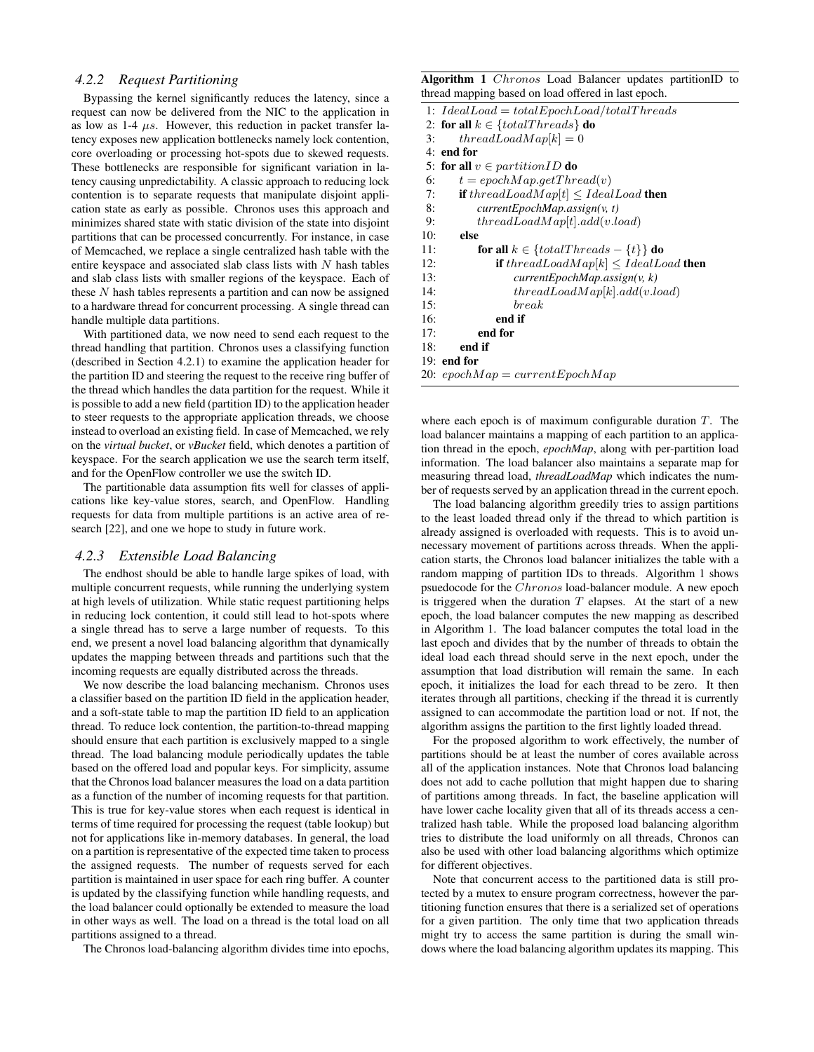### 4.2.2 Request Partitioning

Bypassing the kernel significantly reduces the latency, since a request can now be delivered from the NIC to the application in as low as 1-4 $\mu s$. However, this reduction in packet transfer latency exposes new application bottlenecks namely lock contention, core overloading or processing hot-spots due to skewed requests. These bottlenecks are responsible for significant variation in latency causing unpredictability. A classic approach to reducing lock contention is to separate requests that manipulate disjoint application state as early as possible. Chronos uses this approach and minimizes shared state with static division of the state into disjoint partitions that can be processed concurrently. For instance, in case of Memcached, we replace a single centralized hash table with the entire keyspace and associated slab class lists with $N$ hash tables and slab class lists with smaller regions of the keyspace. Each of these $N$ hash tables represents a partition and can now be assigned to a hardware thread for concurrent processing. A single thread can handle multiple data partitions.

With partitioned data, we now need to send each request to the thread handling that partition. Chronos uses a classifying function (described in Section 4.2.1) to examine the application header for the partition ID and steering the request to the receive ring buffer of the thread which handles the data partition for the request. While it is possible to add a new field (partition ID) to the application header to steer requests to the appropriate application threads, we choose instead to overload an existing field. In case of Memcached, we rely on the *virtual bucket*, or *vBucket* field, which denotes a partition of keyspace. For the search application we use the search term itself, and for the OpenFlow controller we use the switch ID.

The partitionable data assumption fits well for classes of applications like key-value stores, search, and OpenFlow. Handling requests for data from multiple partitions is an active area of research [22], and one we hope to study in future work.

### 4.2.3 Extensible Load Balancing

The endhost should be able to handle large spikes of load, with multiple concurrent requests, while running the underlying system at high levels of utilization. While static request partitioning helps in reducing lock contention, it could still lead to hot-spots where a single thread has to serve a large number of requests. To this end, we present a novel load balancing algorithm that dynamically updates the mapping between threads and partitions such that the incoming requests are equally distributed across the threads.

We now describe the load balancing mechanism. Chronos uses a classifier based on the partition ID field in the application header, and a soft-state table to map the partition ID field to an application thread. To reduce lock contention, the partition-to-thread mapping should ensure that each partition is exclusively mapped to a single thread. The load balancing module periodically updates the table based on the offered load and popular keys. For simplicity, assume that the Chronos load balancer measures the load on a data partition as a function of the number of incoming requests for that partition. This is true for key-value stores when each request is identical in terms of time required for processing the request (table lookup) but not for applications like in-memory databases. In general, the load on a partition is representative of the expected time taken to process the assigned requests. The number of requests served for each partition is maintained in user space for each ring buffer. A counter is updated by the classifying function while handling requests, and the load balancer could optionally be extended to measure the load in other ways as well. The load on a thread is the total load on all partitions assigned to a thread.

The Chronos load-balancing algorithm divides time into epochs, where each epoch is of maximum configurable duration $T$. The load balancer maintains a mapping of each partition to an application thread in the epoch, *epochMap*, along with per-partition load information. The load balancer also maintains a separate map for measuring thread load, *threadLoadMap* which indicates the number of requests served by an application thread in the current epoch.

**Algorithm 1** *Chronos* Load Balancer updates partitionID to thread mapping based on load offered in last epoch.

```
1:  IdealLoad = totalEpochLoad/totalThreads
2:  for all k ∈ {totalThreads} do
3:      threadLoadMap[k] = 0
4:  end for
5:  for all v ∈ partitionID do
6:      t = epochMap.getThread(v)
7:      if threadLoadMap[t] ≤ IdealLoad then
8:          currentEpochMap.assign(v, t)
9:          threadLoadMap[t].add(v.load)
10:     else
11:         for all k ∈ {totalThreads − {t}} do
12:             if threadLoadMap[k] ≤ IdealLoad then
13:                 currentEpochMap.assign(v, k)
14:                 threadLoadMap[k].add(v.load)
15:                 break
16:             end if
17:         end for
18:     end if
19: end for
20: epochMap = currentEpochMap
```

The load balancing algorithm greedily tries to assign partitions to the least loaded thread only if the thread to which partition is already assigned is overloaded with requests. This is to avoid unnecessary movement of partitions across threads. When the application starts, the Chronos load balancer initializes the table with a random mapping of partition IDs to threads. Algorithm 1 shows psuedocode for the *Chronos* load-balancer module. A new epoch is triggered when the duration $T$ elapses. At the start of a new epoch, the load balancer computes the new mapping as described in Algorithm 1. The load balancer computes the total load in the last epoch and divides that by the number of threads to obtain the ideal load each thread should serve in the next epoch, under the assumption that load distribution will remain the same. In each epoch, it initializes the load for each thread to be zero. It then iterates through all partitions, checking if the thread it is currently assigned to can accommodate the partition load or not. If not, the algorithm assigns the partition to the first lightly loaded thread.

For the proposed algorithm to work effectively, the number of partitions should be at least the number of cores available across all of the application instances. Note that Chronos load balancing does not add to cache pollution that might happen due to sharing of partitions among threads. In fact, the baseline application will have lower cache locality given that all of its threads access a centralized hash table. While the proposed load balancing algorithm tries to distribute the load uniformly on all threads, Chronos can also be used with other load balancing algorithms which optimize for different objectives.

Note that concurrent access to the partitioned data is still protected by a mutex to ensure program correctness, however the partitioning function ensures that there is a serialized set of operations for a given partition. The only time that two application threads might try to access the same partition is during the small windows where the load balancing algorithm updates its mapping. This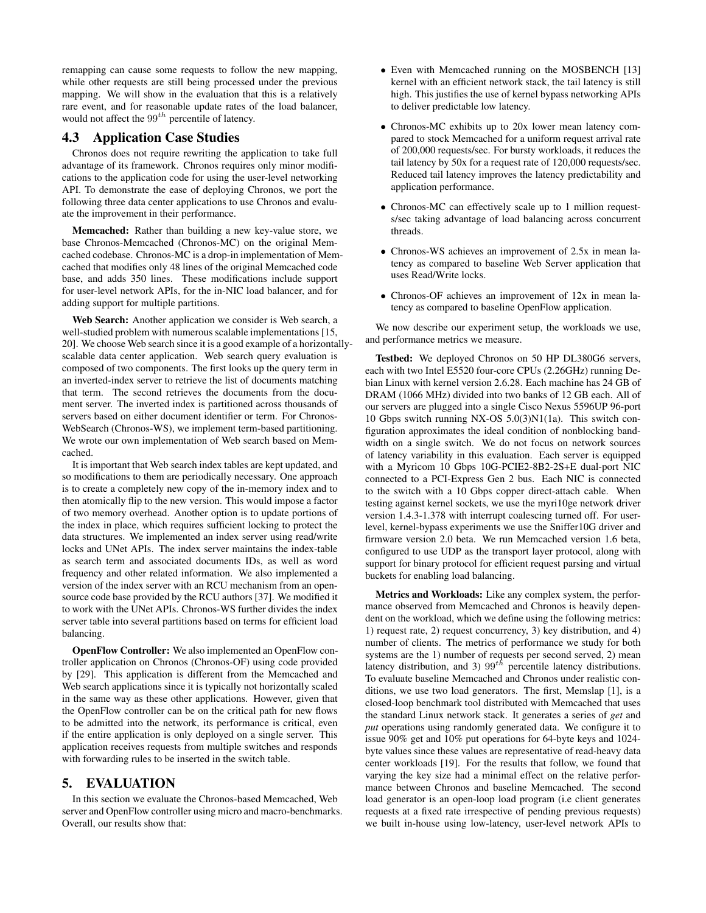remapping can cause some requests to follow the new mapping, while other requests are still being processed under the previous mapping. We will show in the evaluation that this is a relatively rare event, and for reasonable update rates of the load balancer, would not affect the $99^{th}$ percentile of latency.

## 4.3 Application Case Studies

Chronos does not require rewriting the application to take full advantage of its framework. Chronos requires only minor modifications to the application code for using the user-level networking API. To demonstrate the ease of deploying Chronos, we port the following three data center applications to use Chronos and evaluate the improvement in their performance.

**Memcached:** Rather than building a new key-value store, we base Chronos-Memcached (Chronos-MC) on the original Memcached codebase. Chronos-MC is a drop-in implementation of Memcached that modifies only 48 lines of the original Memcached code base, and adds 350 lines. These modifications include support for user-level network APIs, for the in-NIC load balancer, and for adding support for multiple partitions.

**Web Search:** Another application we consider is Web search, a well-studied problem with numerous scalable implementations [15, 20]. We choose Web search since it is a good example of a horizontally-scalable data center application. Web search query evaluation is composed of two components. The first looks up the query term in an inverted-index server to retrieve the list of documents matching that term. The second retrieves the documents from the document server. The inverted index is partitioned across thousands of servers based on either document identifier or term. For Chronos-WebSearch (Chronos-WS), we implement term-based partitioning. We wrote our own implementation of Web search based on Memcached.

It is important that Web search index tables are kept updated, and so modifications to them are periodically necessary. One approach is to create a completely new copy of the in-memory index and to then atomically flip to the new version. This would impose a factor of two memory overhead. Another option is to update portions of the index in place, which requires sufficient locking to protect the data structures. We implemented an index server using read/write locks and UNet APIs. The index server maintains the index-table as search term and associated documents IDs, as well as word frequency and other related information. We also implemented a version of the index server with an RCU mechanism from an open-source code base provided by the RCU authors [37]. We modified it to work with the UNet APIs. Chronos-WS further divides the index server table into several partitions based on terms for efficient load balancing.

**OpenFlow Controller:** We also implemented an OpenFlow controller application on Chronos (Chronos-OF) using code provided by [29]. This application is different from the Memcached and Web search applications since it is typically not horizontally scaled in the same way as these other applications. However, given that the OpenFlow controller can be on the critical path for new flows to be admitted into the network, its performance is critical, even if the entire application is only deployed on a single server. This application receives requests from multiple switches and responds with forwarding rules to be inserted in the switch table.

# 5. EVALUATION

In this section we evaluate the Chronos-based Memcached, Web server and OpenFlow controller using micro and macro-benchmarks. Overall, our results show that:

- Even with Memcached running on the MOSBENCH [13] kernel with an efficient network stack, the tail latency is still high. This justifies the use of kernel bypass networking APIs to deliver predictable low latency.
- Chronos-MC exhibits up to 20x lower mean latency compared to stock Memcached for a uniform request arrival rate of 200,000 requests/sec. For bursty workloads, it reduces the tail latency by 50x for a request rate of 120,000 requests/sec. Reduced tail latency improves the latency predictability and application performance.
- Chronos-MC can effectively scale up to 1 million requests/sec taking advantage of load balancing across concurrent threads.
- Chronos-WS achieves an improvement of 2.5x in mean latency as compared to baseline Web Server application that uses Read/Write locks.
- Chronos-OF achieves an improvement of 12x in mean latency as compared to baseline OpenFlow application.

We now describe our experiment setup, the workloads we use, and performance metrics we measure.

**Testbed:** We deployed Chronos on 50 HP DL380G6 servers, each with two Intel E5520 four-core CPUs (2.26GHz) running Debian Linux with kernel version 2.6.28. Each machine has 24 GB of DRAM (1066 MHz) divided into two banks of 12 GB each. All of our servers are plugged into a single Cisco Nexus 5596UP 96-port 10 Gbps switch running NX-OS 5.0(3)N1(1a). This switch configuration approximates the ideal condition of nonblocking bandwidth on a single switch. We do not focus on network sources of latency variability in this evaluation. Each server is equipped with a Myricom 10 Gbps 10G-PCIE2-8B2-2S+E dual-port NIC connected to a PCI-Express Gen 2 bus. Each NIC is connected to the switch with a 10 Gbps copper direct-attach cable. When testing against kernel sockets, we use the myri10ge network driver version 1.4.3-1.378 with interrupt coalescing turned off. For user-level, kernel-bypass experiments we use the Sniffer10G driver and firmware version 2.0 beta. We run Memcached version 1.6 beta, configured to use UDP as the transport layer protocol, along with support for binary protocol for efficient request parsing and virtual buckets for enabling load balancing.

**Metrics and Workloads:** Like any complex system, the performance observed from Memcached and Chronos is heavily dependent on the workload, which we define using the following metrics: 1) request rate, 2) request concurrency, 3) key distribution, and 4) number of clients. The metrics of performance we study for both systems are the 1) number of requests per second served, 2) mean latency distribution, and 3) $99^{th}$ percentile latency distributions. To evaluate baseline Memcached and Chronos under realistic conditions, we use two load generators. The first, Memslap [1], is a closed-loop benchmark tool distributed with Memcached that uses the standard Linux network stack. It generates a series of *get* and *put* operations using randomly generated data. We configure it to issue 90% get and 10% put operations for 64-byte keys and 1024-byte values since these values are representative of read-heavy data center workloads [19]. For the results that follow, we found that varying the key size had a minimal effect on the relative performance between Chronos and baseline Memcached. The second load generator is an open-loop load program (i.e client generates requests at a fixed rate irrespective of pending previous requests) we built in-house using low-latency, user-level network APIs to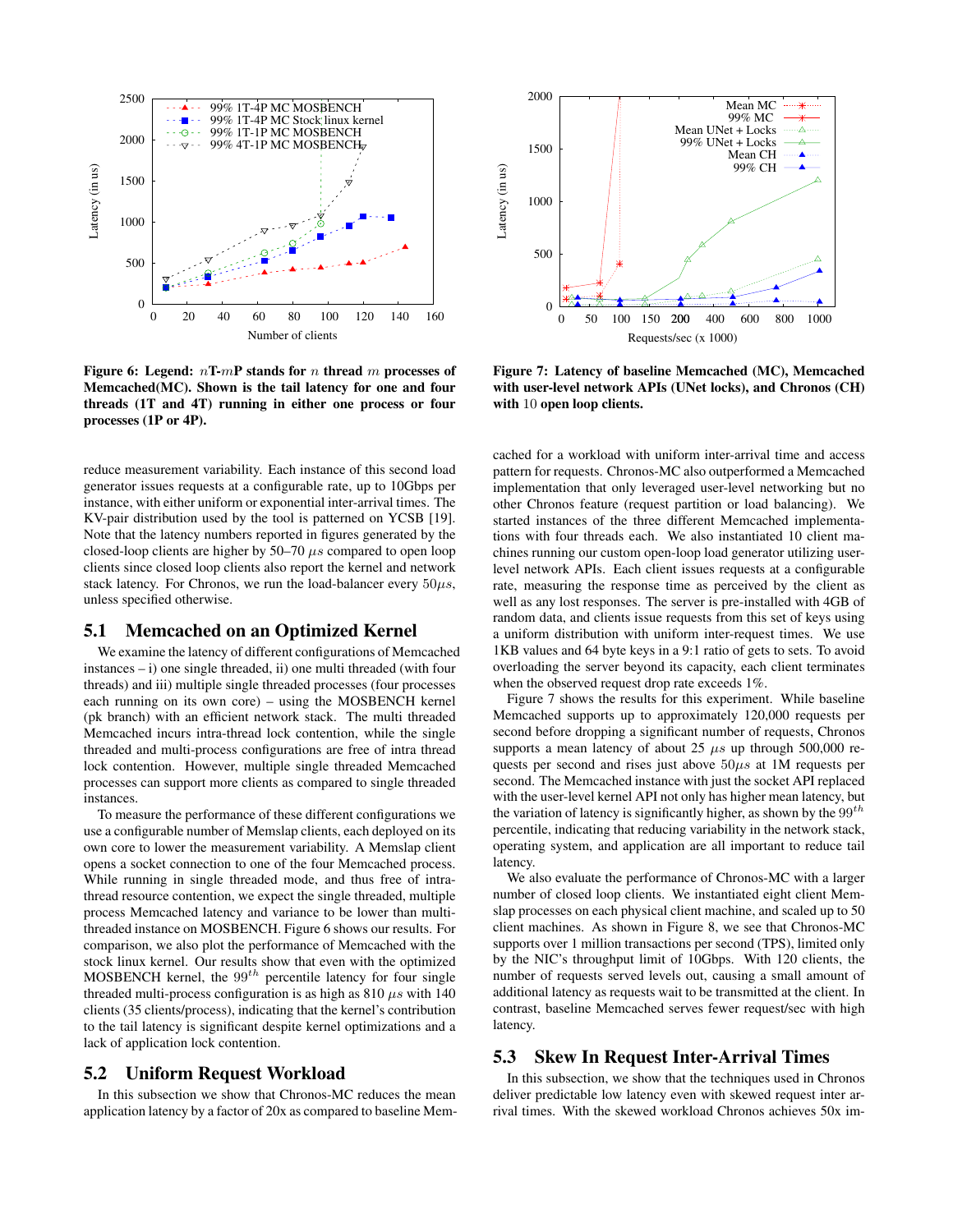**Figure 6: Legend: $n$T-$m$P stands for $n$ thread $m$ processes of Memcached(MC). Shown is the tail latency for one and four threads (1T and 4T) running in either one process or four processes (1P or 4P).**

**Figure 7: Latency of baseline Memcached (MC), Memcached with user-level network APIs (UNet locks), and Chronos (CH) with 10 open loop clients.**

reduce measurement variability. Each instance of this second load generator issues requests at a configurable rate, up to 10Gbps per instance, with either uniform or exponential inter-arrival times. The KV-pair distribution used by the tool is patterned on YCSB [19]. Note that the latency numbers reported in figures generated by the closed-loop clients are higher by 50–70 $\mu s$ compared to open loop clients since closed loop clients also report the kernel and network stack latency. For Chronos, we run the load-balancer every $50\mu s$, unless specified otherwise.

## 5.1 Memcached on an Optimized Kernel

We examine the latency of different configurations of Memcached instances – i) one single threaded, ii) one multi threaded (with four threads) and iii) multiple single threaded processes (four processes each running on its own core) – using the MOSBENCH kernel (pk branch) with an efficient network stack. The multi threaded Memcached incurs intra-thread lock contention, while the single threaded and multi-process configurations are free of intra thread lock contention. However, multiple single threaded Memcached processes can support more clients as compared to single threaded instances.

To measure the performance of these different configurations we use a configurable number of Memslap clients, each deployed on its own core to lower the measurement variability. A Memslap client opens a socket connection to one of the four Memcached process. While running in single threaded mode, and thus free of intra-thread resource contention, we expect the single threaded, multiple process Memcached latency and variance to be lower than multi-threaded instance on MOSBENCH. Figure 6 shows our results. For comparison, we also plot the performance of Memcached with the stock linux kernel. Our results show that even with the optimized MOSBENCH kernel, the $99^{th}$ percentile latency for four single threaded multi-process configuration is as high as 810 $\mu s$ with 140 clients (35 clients/process), indicating that the kernel's contribution to the tail latency is significant despite kernel optimizations and a lack of application lock contention.

## 5.2 Uniform Request Workload

In this subsection we show that Chronos-MC reduces the mean application latency by a factor of 20x as compared to baseline Memcached for a workload with uniform inter-arrival time and access pattern for requests. Chronos-MC also outperformed a Memcached implementation that only leveraged user-level networking but no other Chronos feature (request partition or load balancing). We started instances of the three different Memcached implementations with four threads each. We also instantiated 10 client machines running our custom open-loop load generator utilizing user-level network APIs. Each client issues requests at a configurable rate, measuring the response time as perceived by the client as well as any lost responses. The server is pre-installed with 4GB of random data, and clients issue requests from this set of keys using a uniform distribution with uniform inter-request times. We use 1KB values and 64 byte keys in a 9:1 ratio of gets to sets. To avoid overloading the server beyond its capacity, each client terminates when the observed request drop rate exceeds 1%.

Figure 7 shows the results for this experiment. While baseline Memcached supports up to approximately 120,000 requests per second before dropping a significant number of requests, Chronos supports a mean latency of about 25 $\mu s$ up through 500,000 requests per second and rises just above $50\mu s$ at 1M requests per second. The Memcached instance with just the socket API replaced with the user-level kernel API not only has higher mean latency, but the variation of latency is significantly higher, as shown by the $99^{th}$ percentile, indicating that reducing variability in the network stack, operating system, and application are all important to reduce tail latency.

We also evaluate the performance of Chronos-MC with a larger number of closed loop clients. We instantiated eight client Memslap processes on each physical client machine, and scaled up to 50 client machines. As shown in Figure 8, we see that Chronos-MC supports over 1 million transactions per second (TPS), limited only by the NIC's throughput limit of 10Gbps. With 120 clients, the number of requests served levels out, causing a small amount of additional latency as requests wait to be transmitted at the client. In contrast, baseline Memcached serves fewer request/sec with high latency.

## 5.3 Skew In Request Inter-Arrival Times

In this subsection, we show that the techniques used in Chronos deliver predictable low latency even with skewed request inter arrival times. With the skewed workload Chronos achieves 50x im-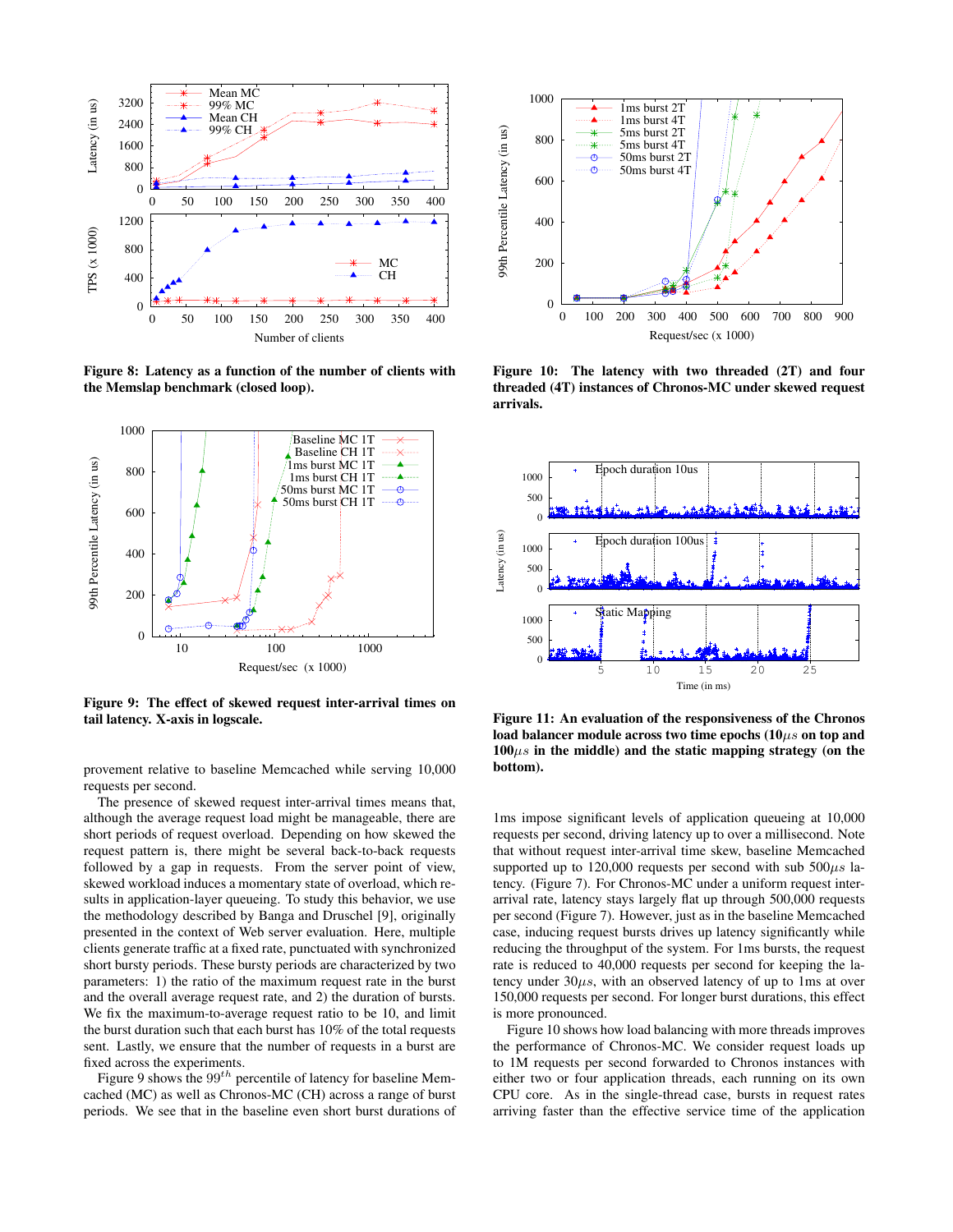**Figure 8: Latency as a function of the number of clients with the Memslap benchmark (closed loop).**

**Figure 9: The effect of skewed request inter-arrival times on tail latency. X-axis in logscale.**

provement relative to baseline Memcached while serving 10,000 requests per second.

The presence of skewed request inter-arrival times means that, although the average request load might be manageable, there are short periods of request overload. Depending on how skewed the request pattern is, there might be several back-to-back requests followed by a gap in requests. From the server point of view, skewed workload induces a momentary state of overload, which results in application-layer queueing. To study this behavior, we use the methodology described by Banga and Druschel [9], originally presented in the context of Web server evaluation. Here, multiple clients generate traffic at a fixed rate, punctuated with synchronized short bursty periods. These bursty periods are characterized by two parameters: 1) the ratio of the maximum request rate in the burst and the overall average request rate, and 2) the duration of bursts. We fix the maximum-to-average request ratio to be 10, and limit the burst duration such that each burst has 10% of the total requests sent. Lastly, we ensure that the number of requests in a burst are fixed across the experiments.

Figure 9 shows the $99^{th}$ percentile of latency for baseline Memcached (MC) as well as Chronos-MC (CH) across a range of burst periods. We see that in the baseline even short burst durations of

**Figure 10: The latency with two threaded (2T) and four threaded (4T) instances of Chronos-MC under skewed request arrivals.**

**Figure 11: An evaluation of the responsiveness of the Chronos load balancer module across two time epochs (10$\mu s$ on top and 100$\mu s$ in the middle) and the static mapping strategy (on the bottom).**

1ms impose significant levels of application queueing at 10,000 requests per second, driving latency up to over a millisecond. Note that without request inter-arrival time skew, baseline Memcached supported up to 120,000 requests per second with sub 500$\mu s$ latency. (Figure 7). For Chronos-MC under a uniform request inter-arrival rate, latency stays largely flat up through 500,000 requests per second (Figure 7). However, just as in the baseline Memcached case, inducing request bursts drives up latency significantly while reducing the throughput of the system. For 1ms bursts, the request rate is reduced to 40,000 requests per second for keeping the latency under 30$\mu s$, with an observed latency of up to 1ms at over 150,000 requests per second. For longer burst durations, this effect is more pronounced.

Figure 10 shows how load balancing with more threads improves the performance of Chronos-MC. We consider request loads up to 1M requests per second forwarded to Chronos instances with either two or four application threads, each running on its own CPU core. As in the single-thread case, bursts in request rates arriving faster than the effective service time of the application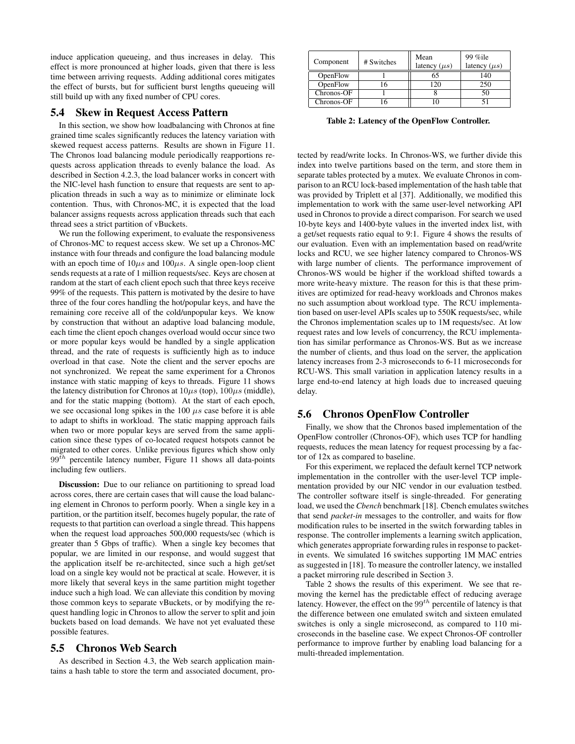induce application queueing, and thus increases in delay. This effect is more pronounced at higher loads, given that there is less time between arriving requests. Adding additional cores mitigates the effect of bursts, but for sufficient burst lengths queueing will still build up with any fixed number of CPU cores.

## 5.4 Skew in Request Access Pattern

In this section, we show how loadbalancing with Chronos at fine grained time scales significantly reduces the latency variation with skewed request access patterns. Results are shown in Figure 11. The Chronos load balancing module periodically reapportions requests across application threads to evenly balance the load. As described in Section 4.2.3, the load balancer works in concert with the NIC-level hash function to ensure that requests are sent to application threads in such a way as to minimize or eliminate lock contention. Thus, with Chronos-MC, it is expected that the load balancer assigns requests across application threads such that each thread sees a strict partition of vBuckets.

We run the following experiment, to evaluate the responsiveness of Chronos-MC to request access skew. We set up a Chronos-MC instance with four threads and configure the load balancing module with an epoch time of $10\mu s$ and $100\mu s$. A single open-loop client sends requests at a rate of 1 million requests/sec. Keys are chosen at random at the start of each client epoch such that three keys receive 99% of the requests. This pattern is motivated by the desire to have three of the four cores handling the hot/popular keys, and have the remaining core receive all of the cold/unpopular keys. We know by construction that without an adaptive load balancing module, each time the client epoch changes overload would occur since two or more popular keys would be handled by a single application thread, and the rate of requests is sufficiently high as to induce overload in that case. Note the client and the server epochs are not synchronized. We repeat the same experiment for a Chronos instance with static mapping of keys to threads. Figure 11 shows the latency distribution for Chronos at $10\mu s$ (top), $100\mu s$ (middle), and for the static mapping (bottom). At the start of each epoch, we see occasional long spikes in the 100 $\mu s$ case before it is able to adapt to shifts in workload. The static mapping approach fails when two or more popular keys are served from the same application since these types of co-located request hotspots cannot be migrated to other cores. Unlike previous figures which show only $99^{th}$ percentile latency number, Figure 11 shows all data-points including few outliers.

**Discussion:** Due to our reliance on partitioning to spread load across cores, there are certain cases that will cause the load balancing element in Chronos to perform poorly. When a single key in a partition, or the partition itself, becomes hugely popular, the rate of requests to that partition can overload a single thread. This happens when the request load approaches 500,000 requests/sec (which is greater than 5 Gbps of traffic). When a single key becomes that popular, we are limited in our response, and would suggest that the application itself be re-architected, since such a high get/set load on a single key would not be practical at scale. However, it is more likely that several keys in the same partition might together induce such a high load. We can alleviate this condition by moving those common keys to separate vBuckets, or by modifying the request handling logic in Chronos to allow the server to split and join buckets based on load demands. We have not yet evaluated these possible features.

## 5.5 Chronos Web Search

As described in Section 4.3, the Web search application maintains a hash table to store the term and associated document, protected by read/write locks. In Chronos-WS, we further divide this index into twelve partitions based on the term, and store them in separate tables protected by a mutex. We evaluate Chronos in comparison to an RCU lock-based implementation of the hash table that was provided by Triplett et al [37]. Additionally, we modified this implementation to work with the same user-level networking API used in Chronos to provide a direct comparison. For search we used 10-byte keys and 1400-byte values in the inverted index list, with a get/set requests ratio equal to 9:1. Figure 4 shows the results of our evaluation. Even with an implementation based on read/write locks and RCU, we see higher latency compared to Chronos-WS with large number of clients. The performance improvement of Chronos-WS would be higher if the workload shifted towards a more write-heavy mixture. The reason for this is that these primitives are optimized for read-heavy workloads and Chronos makes no such assumption about workload type. The RCU implementation based on user-level APIs scales up to 550K requests/sec, while the Chronos implementation scales up to 1M requests/sec. At low request rates and low levels of concurrency, the RCU implementation has similar performance as Chronos-WS. But as we increase the number of clients, and thus load on the server, the application latency increases from 2-3 microseconds to 6-11 microseconds for RCU-WS. This small variation in application latency results in a large end-to-end latency at high loads due to increased queuing delay.

| Component | # Switches | Mean latency ($\mu s$) | 99 %ile latency ($\mu s$) |
|---|---|---|---|
| OpenFlow | 1 | 65 | 140 |
| OpenFlow | 16 | 120 | 250 |
| Chronos-OF | 1 | 8 | 50 |
| Chronos-OF | 16 | 10 | 51 |

**Table 2: Latency of the OpenFlow Controller.**

## 5.6 Chronos OpenFlow Controller

Finally, we show that the Chronos based implementation of the OpenFlow controller (Chronos-OF), which uses TCP for handling requests, reduces the mean latency for request processing by a factor of 12x as compared to baseline.

For this experiment, we replaced the default kernel TCP network implementation in the controller with the user-level TCP implementation provided by our NIC vendor in our evaluation testbed. The controller software itself is single-threaded. For generating load, we used the *Cbench* benchmark [18]. Cbench emulates switches that send *packet-in* messages to the controller, and waits for flow modification rules to be inserted in the switch forwarding tables in response. The controller implements a learning switch application, which generates appropriate forwarding rules in response to packet-in events. We simulated 16 switches supporting 1M MAC entries as suggested in [18]. To measure the controller latency, we installed a packet mirroring rule described in Section 3.

Table 2 shows the results of this experiment. We see that removing the kernel has the predictable effect of reducing average latency. However, the effect on the $99^{th}$ percentile of latency is that the difference between one emulated switch and sixteen emulated switches is only a single microsecond, as compared to 110 microseconds in the baseline case. We expect Chronos-OF controller performance to improve further by enabling load balancing for a multi-threaded implementation.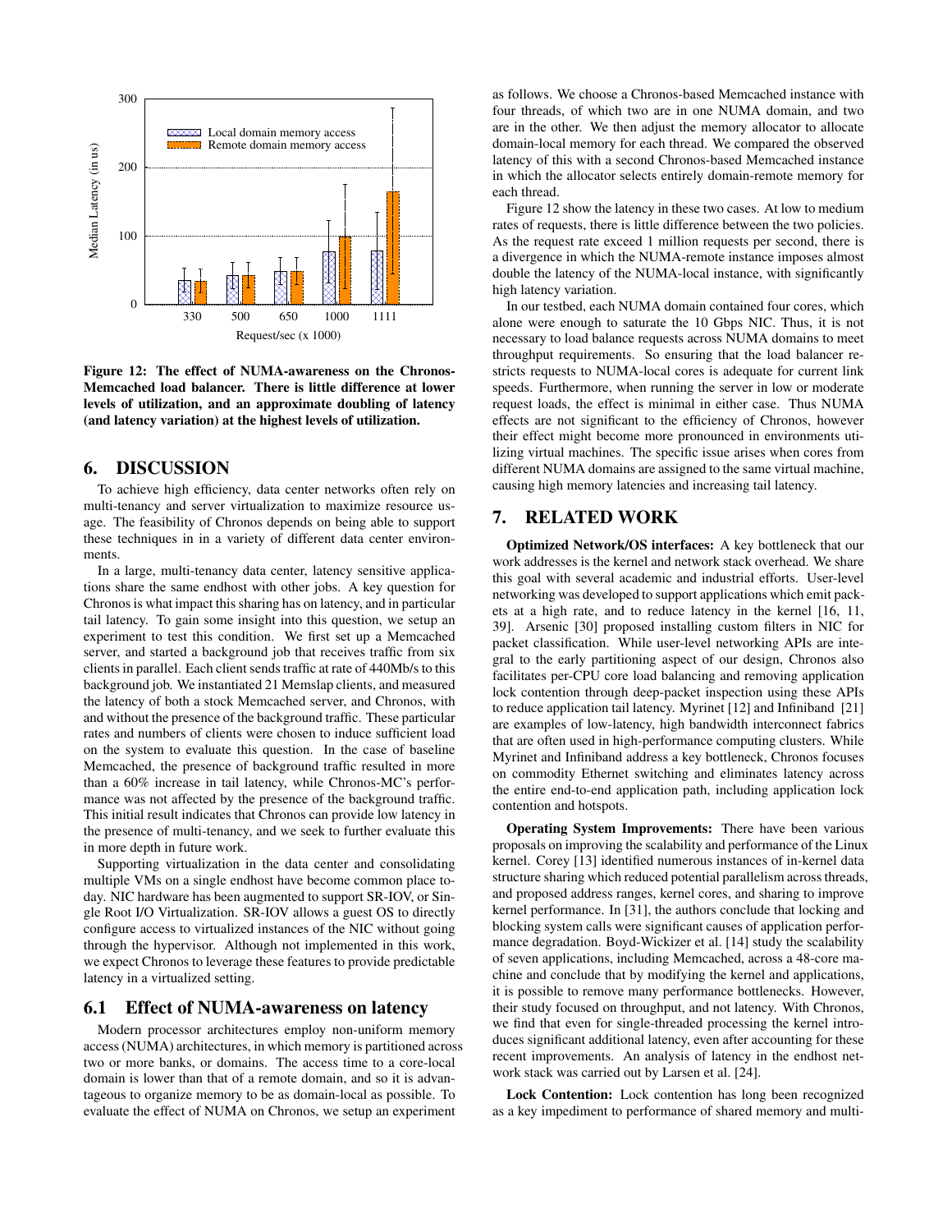Figure 12: The effect of NUMA-awareness on the Chronos-Memcached load balancer. There is little difference at lower levels of utilization, and an approximate doubling of latency (and latency variation) at the highest levels of utilization.

## 6. DISCUSSION

To achieve high efficiency, data center networks often rely on multi-tenancy and server virtualization to maximize resource usage. The feasibility of Chronos depends on being able to support these techniques in in a variety of different data center environments.

In a large, multi-tenancy data center, latency sensitive applications share the same endhost with other jobs. A key question for Chronos is what impact this sharing has on latency, and in particular tail latency. To gain some insight into this question, we setup an experiment to test this condition. We first set up a Memcached server, and started a background job that receives traffic from six clients in parallel. Each client sends traffic at rate of 440Mb/s to this background job. We instantiated 21 Memslap clients, and measured the latency of both a stock Memcached server, and Chronos, with and without the presence of the background traffic. These particular rates and numbers of clients were chosen to induce sufficient load on the system to evaluate this question. In the case of baseline Memcached, the presence of background traffic resulted in more than a 60% increase in tail latency, while Chronos-MC's performance was not affected by the presence of the background traffic. This initial result indicates that Chronos can provide low latency in the presence of multi-tenancy, and we seek to further evaluate this in more depth in future work.

Supporting virtualization in the data center and consolidating multiple VMs on a single endhost have become common place today. NIC hardware has been augmented to support SR-IOV, or Single Root I/O Virtualization. SR-IOV allows a guest OS to directly configure access to virtualized instances of the NIC without going through the hypervisor. Although not implemented in this work, we expect Chronos to leverage these features to provide predictable latency in a virtualized setting.

### 6.1 Effect of NUMA-awareness on latency

Modern processor architectures employ non-uniform memory access (NUMA) architectures, in which memory is partitioned across two or more banks, or domains. The access time to a core-local domain is lower than that of a remote domain, and so it is advantageous to organize memory to be as domain-local as possible. To evaluate the effect of NUMA on Chronos, we setup an experiment as follows. We choose a Chronos-based Memcached instance with four threads, of which two are in one NUMA domain, and two are in the other. We then adjust the memory allocator to allocate domain-local memory for each thread. We compared the observed latency of this with a second Chronos-based Memcached instance in which the allocator selects entirely domain-remote memory for each thread.

Figure 12 show the latency in these two cases. At low to medium rates of requests, there is little difference between the two policies. As the request rate exceed 1 million requests per second, there is a divergence in which the NUMA-remote instance imposes almost double the latency of the NUMA-local instance, with significantly high latency variation.

In our testbed, each NUMA domain contained four cores, which alone were enough to saturate the 10 Gbps NIC. Thus, it is not necessary to load balance requests across NUMA domains to meet throughput requirements. So ensuring that the load balancer restricts requests to NUMA-local cores is adequate for current link speeds. Furthermore, when running the server in low or moderate request loads, the effect is minimal in either case. Thus NUMA effects are not significant to the efficiency of Chronos, however their effect might become more pronounced in environments utilizing virtual machines. The specific issue arises when cores from different NUMA domains are assigned to the same virtual machine, causing high memory latencies and increasing tail latency.

## 7. RELATED WORK

**Optimized Network/OS interfaces:** A key bottleneck that our work addresses is the kernel and network stack overhead. We share this goal with several academic and industrial efforts. User-level networking was developed to support applications which emit packets at a high rate, and to reduce latency in the kernel [16, 11, 39]. Arsenic [30] proposed installing custom filters in NIC for packet classification. While user-level networking APIs are integral to the early partitioning aspect of our design, Chronos also facilitates per-CPU core load balancing and removing application lock contention through deep-packet inspection using these APIs to reduce application tail latency. Myrinet [12] and Infiniband [21] are examples of low-latency, high bandwidth interconnect fabrics that are often used in high-performance computing clusters. While Myrinet and Infiniband address a key bottleneck, Chronos focuses on commodity Ethernet switching and eliminates latency across the entire end-to-end application path, including application lock contention and hotspots.

**Operating System Improvements:** There have been various proposals on improving the scalability and performance of the Linux kernel. Corey [13] identified numerous instances of in-kernel data structure sharing which reduced potential parallelism across threads, and proposed address ranges, kernel cores, and sharing to improve kernel performance. In [31], the authors conclude that locking and blocking system calls were significant causes of application performance degradation. Boyd-Wickizer et al. [14] study the scalability of seven applications, including Memcached, across a 48-core machine and conclude that by modifying the kernel and applications, it is possible to remove many performance bottlenecks. However, their study focused on throughput, and not latency. With Chronos, we find that even for single-threaded processing the kernel introduces significant additional latency, even after accounting for these recent improvements. An analysis of latency in the endhost network stack was carried out by Larsen et al. [24].

**Lock Contention:** Lock contention has long been recognized as a key impediment to performance of shared memory and multi-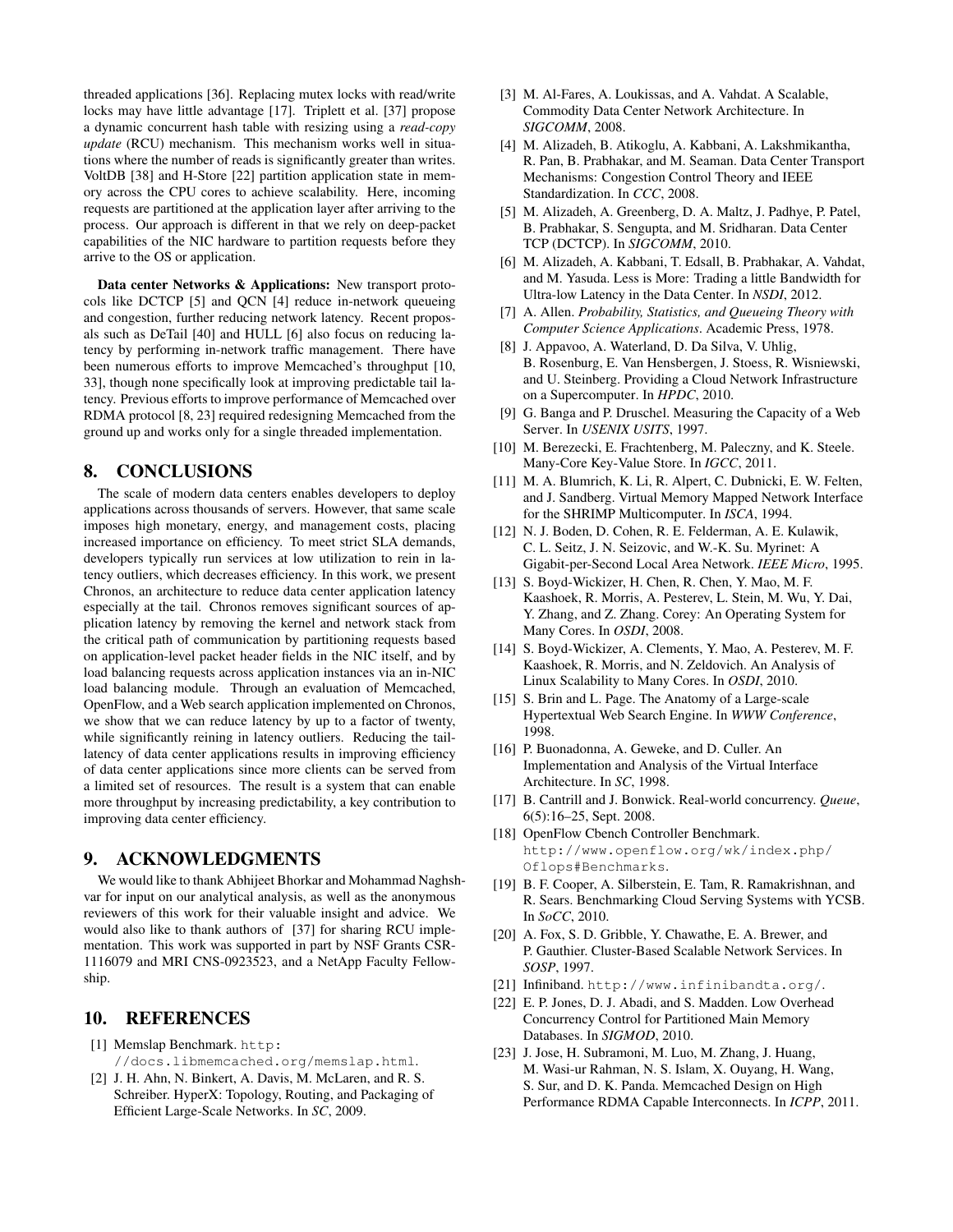threaded applications [36]. Replacing mutex locks with read/write locks may have little advantage [17]. Triplett et al. [37] propose a dynamic concurrent hash table with resizing using a *read-copy update* (RCU) mechanism. This mechanism works well in situations where the number of reads is significantly greater than writes. VoltDB [38] and H-Store [22] partition application state in memory across the CPU cores to achieve scalability. Here, incoming requests are partitioned at the application layer after arriving to the process. Our approach is different in that we rely on deep-packet capabilities of the NIC hardware to partition requests before they arrive to the OS or application.

**Data center Networks & Applications:** New transport protocols like DCTCP [5] and QCN [4] reduce in-network queueing and congestion, further reducing network latency. Recent proposals such as DeTail [40] and HULL [6] also focus on reducing latency by performing in-network traffic management. There have been numerous efforts to improve Memcached's throughput [10, 33], though none specifically look at improving predictable tail latency. Previous efforts to improve performance of Memcached over RDMA protocol [8, 23] required redesigning Memcached from the ground up and works only for a single threaded implementation.

## 8. CONCLUSIONS

The scale of modern data centers enables developers to deploy applications across thousands of servers. However, that same scale imposes high monetary, energy, and management costs, placing increased importance on efficiency. To meet strict SLA demands, developers typically run services at low utilization to rein in latency outliers, which decreases efficiency. In this work, we present Chronos, an architecture to reduce data center application latency especially at the tail. Chronos removes significant sources of application latency by removing the kernel and network stack from the critical path of communication by partitioning requests based on application-level packet header fields in the NIC itself, and by load balancing requests across application instances via an in-NIC load balancing module. Through an evaluation of Memcached, OpenFlow, and a Web search application implemented on Chronos, we show that we can reduce latency by up to a factor of twenty, while significantly reining in latency outliers. Reducing the tail-latency of data center applications results in improving efficiency of data center applications since more clients can be served from a limited set of resources. The result is a system that can enable more throughput by increasing predictability, a key contribution to improving data center efficiency.

## 9. ACKNOWLEDGMENTS

We would like to thank Abhijeet Bhorkar and Mohammad Naghshvar for input on our analytical analysis, as well as the anonymous reviewers of this work for their valuable insight and advice. We would also like to thank authors of [37] for sharing RCU implementation. This work was supported in part by NSF Grants CSR-1116079 and MRI CNS-0923523, and a NetApp Faculty Fellowship.

## 10. REFERENCES

[1] Memslap Benchmark. http://docs.libmemcached.org/memslap.html.

[2] J. H. Ahn, N. Binkert, A. Davis, M. McLaren, and R. S. Schreiber. HyperX: Topology, Routing, and Packaging of Efficient Large-Scale Networks. In *SC*, 2009.

[3] M. Al-Fares, A. Loukissas, and A. Vahdat. A Scalable, Commodity Data Center Network Architecture. In *SIGCOMM*, 2008.

[4] M. Alizadeh, B. Atikoglu, A. Kabbani, A. Lakshmikantha, R. Pan, B. Prabhakar, and M. Seaman. Data Center Transport Mechanisms: Congestion Control Theory and IEEE Standardization. In *CCC*, 2008.

[5] M. Alizadeh, A. Greenberg, D. A. Maltz, J. Padhye, P. Patel, B. Prabhakar, S. Sengupta, and M. Sridharan. Data Center TCP (DCTCP). In *SIGCOMM*, 2010.

[6] M. Alizadeh, A. Kabbani, T. Edsall, B. Prabhakar, A. Vahdat, and M. Yasuda. Less is More: Trading a little Bandwidth for Ultra-low Latency in the Data Center. In *NSDI*, 2012.

[7] A. Allen. *Probability, Statistics, and Queueing Theory with Computer Science Applications*. Academic Press, 1978.

[8] J. Appavoo, A. Waterland, D. Da Silva, V. Uhlig, B. Rosenburg, E. Van Hensbergen, J. Stoess, R. Wisniewski, and U. Steinberg. Providing a Cloud Network Infrastructure on a Supercomputer. In *HPDC*, 2010.

[9] G. Banga and P. Druschel. Measuring the Capacity of a Web Server. In *USENIX USITS*, 1997.

[10] M. Berezecki, E. Frachtenberg, M. Paleczny, and K. Steele. Many-Core Key-Value Store. In *IGCC*, 2011.

[11] M. A. Blumrich, K. Li, R. Alpert, C. Dubnicki, E. W. Felten, and J. Sandberg. Virtual Memory Mapped Network Interface for the SHRIMP Multicomputer. In *ISCA*, 1994.

[12] N. J. Boden, D. Cohen, R. E. Felderman, A. E. Kulawik, C. L. Seitz, J. N. Seizovic, and W.-K. Su. Myrinet: A Gigabit-per-Second Local Area Network. *IEEE Micro*, 1995.

[13] S. Boyd-Wickizer, H. Chen, R. Chen, Y. Mao, M. F. Kaashoek, R. Morris, A. Pesterev, L. Stein, M. Wu, Y. Dai, Y. Zhang, and Z. Zhang. Corey: An Operating System for Many Cores. In *OSDI*, 2008.

[14] S. Boyd-Wickizer, A. Clements, Y. Mao, A. Pesterev, M. F. Kaashoek, R. Morris, and N. Zeldovich. An Analysis of Linux Scalability to Many Cores. In *OSDI*, 2010.

[15] S. Brin and L. Page. The Anatomy of a Large-scale Hypertextual Web Search Engine. In *WWW Conference*, 1998.

[16] P. Buonadonna, A. Geweke, and D. Culler. An Implementation and Analysis of the Virtual Interface Architecture. In *SC*, 1998.

[17] B. Cantrill and J. Bonwick. Real-world concurrency. *Queue*, 6(5):16–25, Sept. 2008.

[18] OpenFlow Cbench Controller Benchmark. http://www.openflow.org/wk/index.php/Oflops#Benchmarks.

[19] B. F. Cooper, A. Silberstein, E. Tam, R. Ramakrishnan, and R. Sears. Benchmarking Cloud Serving Systems with YCSB. In *SoCC*, 2010.

[20] A. Fox, S. D. Gribble, Y. Chawathe, E. A. Brewer, and P. Gauthier. Cluster-Based Scalable Network Services. In *SOSP*, 1997.

[21] Infiniband. http://www.infinibandta.org/.

[22] E. P. Jones, D. J. Abadi, and S. Madden. Low Overhead Concurrency Control for Partitioned Main Memory Databases. In *SIGMOD*, 2010.

[23] J. Jose, H. Subramoni, M. Luo, M. Zhang, J. Huang, M. Wasi-ur Rahman, N. S. Islam, X. Ouyang, H. Wang, S. Sur, and D. K. Panda. Memcached Design on High Performance RDMA Capable Interconnects. In *ICPP*, 2011.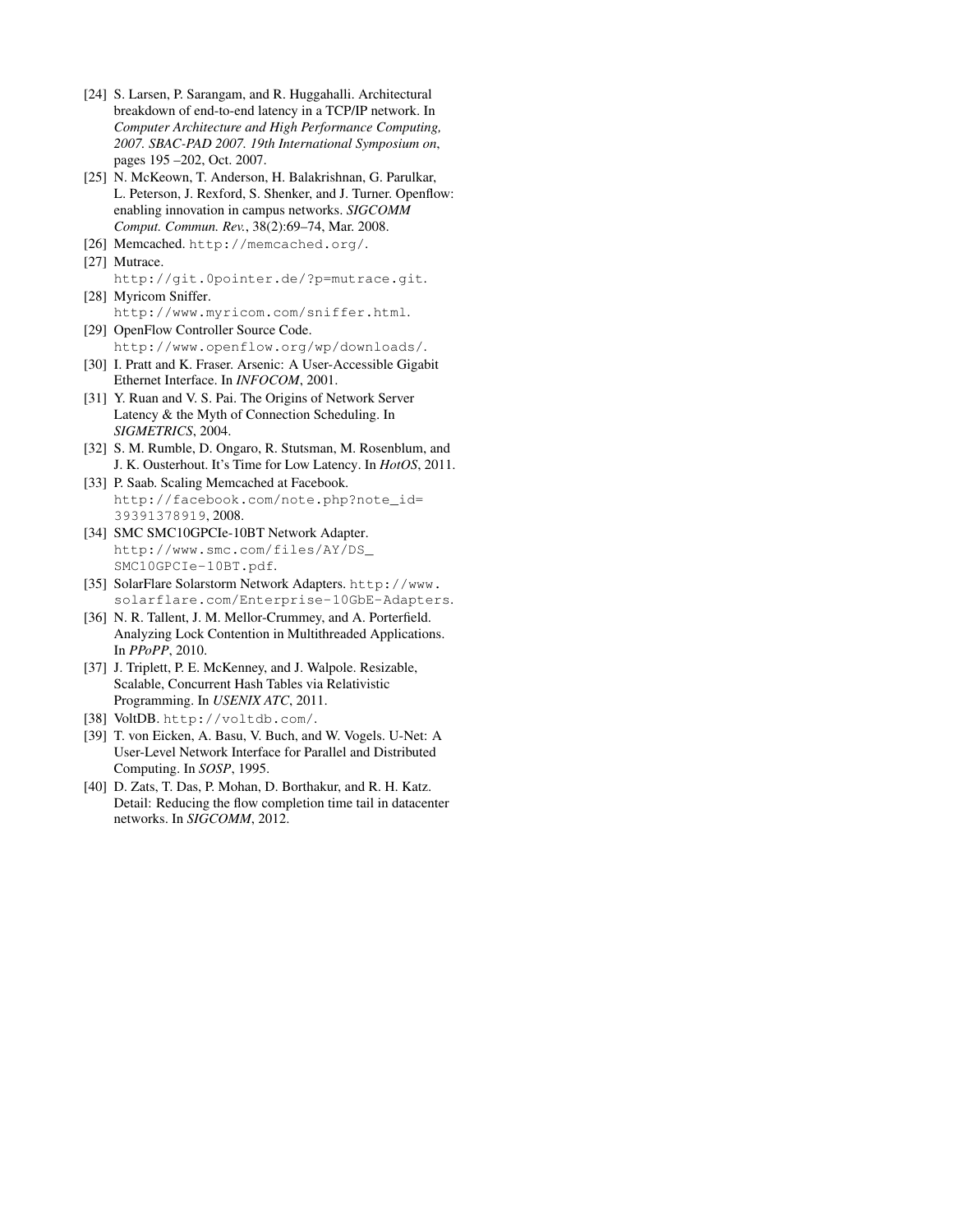[24] S. Larsen, P. Sarangam, and R. Huggahalli. Architectural breakdown of end-to-end latency in a TCP/IP network. In *Computer Architecture and High Performance Computing, 2007. SBAC-PAD 2007. 19th International Symposium on*, pages 195 –202, Oct. 2007.

[25] N. McKeown, T. Anderson, H. Balakrishnan, G. Parulkar, L. Peterson, J. Rexford, S. Shenker, and J. Turner. Openflow: enabling innovation in campus networks. *SIGCOMM Comput. Commun. Rev.*, 38(2):69–74, Mar. 2008.

[26] Memcached. `http://memcached.org/`.

[27] Mutrace. `http://git.0pointer.de/?p=mutrace.git`.

[28] Myricom Sniffer. `http://www.myricom.com/sniffer.html`.

[29] OpenFlow Controller Source Code. `http://www.openflow.org/wp/downloads/`.

[30] I. Pratt and K. Fraser. Arsenic: A User-Accessible Gigabit Ethernet Interface. In *INFOCOM*, 2001.

[31] Y. Ruan and V. S. Pai. The Origins of Network Server Latency & the Myth of Connection Scheduling. In *SIGMETRICS*, 2004.

[32] S. M. Rumble, D. Ongaro, R. Stutsman, M. Rosenblum, and J. K. Ousterhout. It's Time for Low Latency. In *HotOS*, 2011.

[33] P. Saab. Scaling Memcached at Facebook. `http://facebook.com/note.php?note_id=39391378919`, 2008.

[34] SMC SMC10GPCIe-10BT Network Adapter. `http://www.smc.com/files/AY/DS_SMC10GPCIe-10BT.pdf`.

[35] SolarFlare Solarstorm Network Adapters. `http://www.solarflare.com/Enterprise-10GbE-Adapters`.

[36] N. R. Tallent, J. M. Mellor-Crummey, and A. Porterfield. Analyzing Lock Contention in Multithreaded Applications. In *PPoPP*, 2010.

[37] J. Triplett, P. E. McKenney, and J. Walpole. Resizable, Scalable, Concurrent Hash Tables via Relativistic Programming. In *USENIX ATC*, 2011.

[38] VoltDB. `http://voltdb.com/`.

[39] T. von Eicken, A. Basu, V. Buch, and W. Vogels. U-Net: A User-Level Network Interface for Parallel and Distributed Computing. In *SOSP*, 1995.

[40] D. Zats, T. Das, P. Mohan, D. Borthakur, and R. H. Katz. Detail: Reducing the flow completion time tail in datacenter networks. In *SIGCOMM*, 2012.